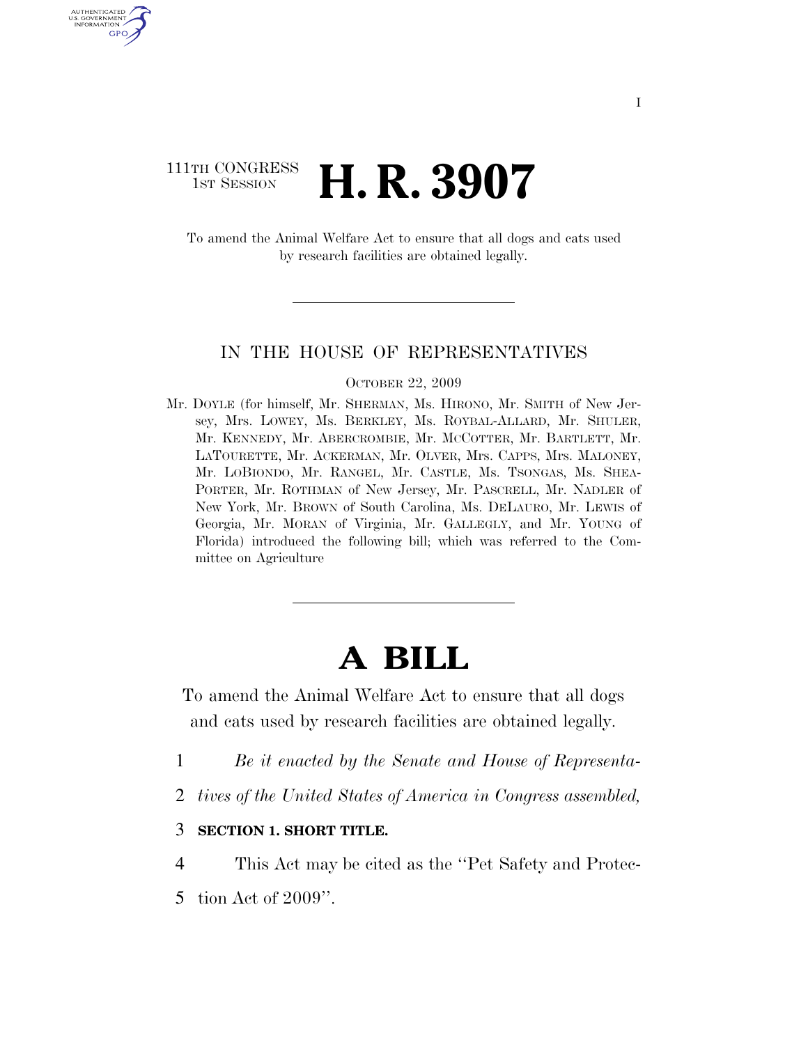111TH CONGRESS
1ST SESSION

# H. R. 3907

To amend the Animal Welfare Act to ensure that all dogs and cats used by research facilities are obtained legally.

IN THE HOUSE OF REPRESENTATIVES

OCTOBER 22, 2009

Mr. DOYLE (for himself, Mr. SHERMAN, Ms. HIRONO, Mr. SMITH of New Jersey, Mrs. LOWEY, Ms. BERKLEY, Ms. ROYBAL-ALLARD, Mr. SHULER, Mr. KENNEDY, Mr. ABERCROMBIE, Mr. MCCOTTER, Mr. BARTLETT, Mr. LATOURETTE, Mr. ACKERMAN, Mr. OLVER, Mrs. CAPPS, Mrs. MALONEY, Mr. LOBIONDO, Mr. RANGEL, Mr. CASTLE, Ms. TSONGAS, Ms. SHEA-PORTER, Mr. ROTHMAN of New Jersey, Mr. PASCRELL, Mr. NADLER of New York, Mr. BROWN of South Carolina, Ms. DELAURO, Mr. LEWIS of Georgia, Mr. MORAN of Virginia, Mr. GALLEGLY, and Mr. YOUNG of Florida) introduced the following bill; which was referred to the Committee on Agriculture

# A BILL

To amend the Animal Welfare Act to ensure that all dogs and cats used by research facilities are obtained legally.

1 *Be it enacted by the Senate and House of Representa-*
2 *tives of the United States of America in Congress assembled,*

3 **SECTION 1. SHORT TITLE.**

4 This Act may be cited as the ''Pet Safety and Protec-
5 tion Act of 2009''.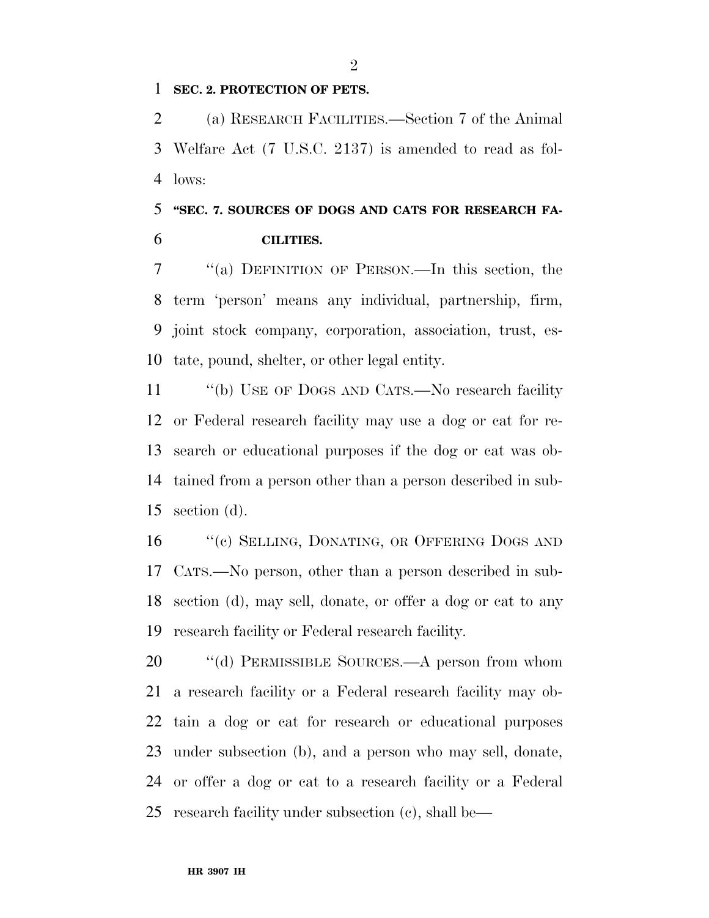**SEC. 2. PROTECTION OF PETS.**

(a) RESEARCH FACILITIES.—Section 7 of the Animal Welfare Act (7 U.S.C. 2137) is amended to read as follows:

**"SEC. 7. SOURCES OF DOGS AND CATS FOR RESEARCH FACILITIES.**

"(a) DEFINITION OF PERSON.—In this section, the term 'person' means any individual, partnership, firm, joint stock company, corporation, association, trust, estate, pound, shelter, or other legal entity.

"(b) USE OF DOGS AND CATS.—No research facility or Federal research facility may use a dog or cat for research or educational purposes if the dog or cat was obtained from a person other than a person described in subsection (d).

"(c) SELLING, DONATING, OR OFFERING DOGS AND CATS.—No person, other than a person described in subsection (d), may sell, donate, or offer a dog or cat to any research facility or Federal research facility.

"(d) PERMISSIBLE SOURCES.—A person from whom a research facility or a Federal research facility may obtain a dog or cat for research or educational purposes under subsection (b), and a person who may sell, donate, or offer a dog or cat to a research facility or a Federal research facility under subsection (c), shall be—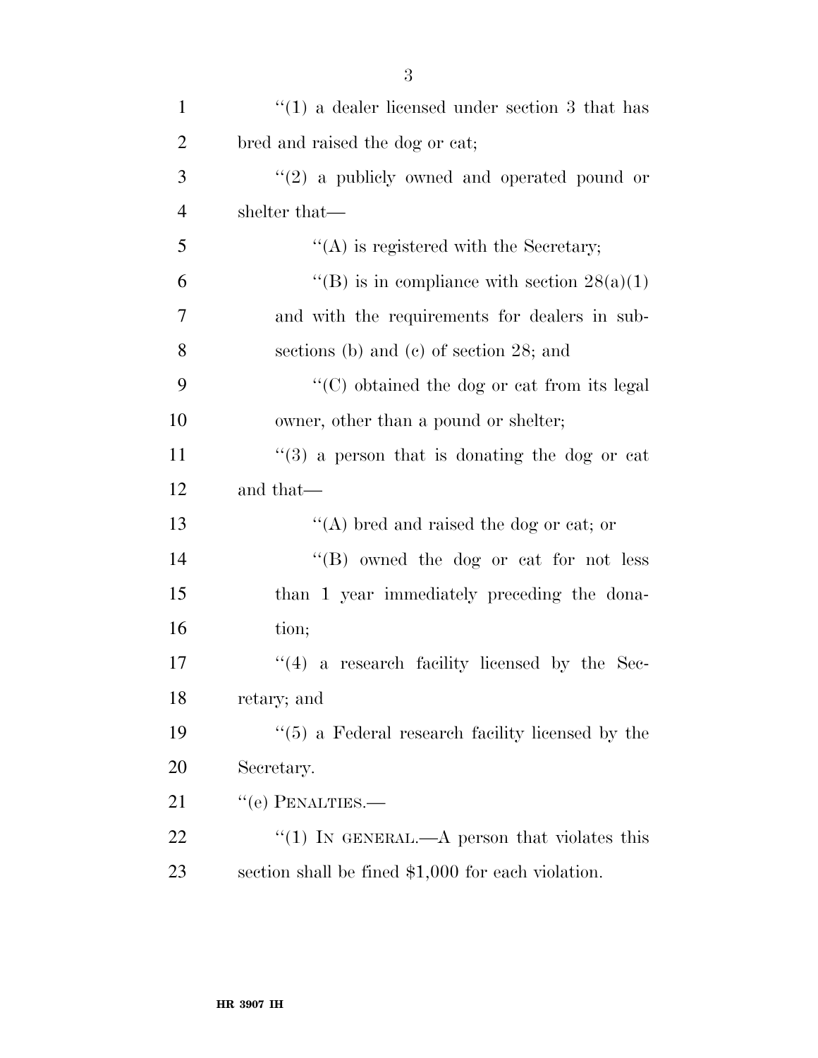"(1) a dealer licensed under section 3 that has bred and raised the dog or cat;

"(2) a publicly owned and operated pound or shelter that—

"(A) is registered with the Secretary;

"(B) is in compliance with section 28(a)(1) and with the requirements for dealers in subsections (b) and (c) of section 28; and

"(C) obtained the dog or cat from its legal owner, other than a pound or shelter;

"(3) a person that is donating the dog or cat and that—

"(A) bred and raised the dog or cat; or

"(B) owned the dog or cat for not less than 1 year immediately preceding the donation;

"(4) a research facility licensed by the Secretary; and

"(5) a Federal research facility licensed by the Secretary.

"(e) PENALTIES.—

"(1) IN GENERAL.—A person that violates this section shall be fined $1,000 for each violation.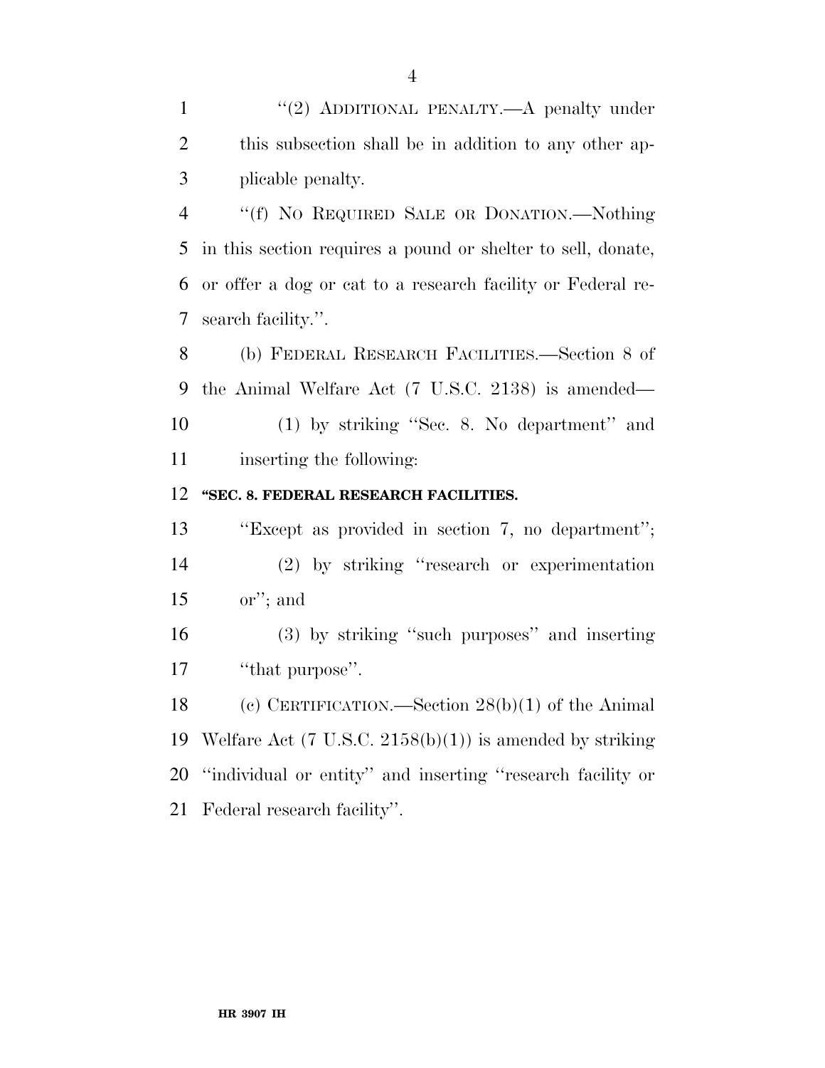"(2) ADDITIONAL PENALTY.—A penalty under this subsection shall be in addition to any other applicable penalty.

"(f) NO REQUIRED SALE OR DONATION.—Nothing in this section requires a pound or shelter to sell, donate, or offer a dog or cat to a research facility or Federal research facility.".

(b) FEDERAL RESEARCH FACILITIES.—Section 8 of the Animal Welfare Act (7 U.S.C. 2138) is amended—

(1) by striking "Sec. 8. No department" and inserting the following:

**"SEC. 8. FEDERAL RESEARCH FACILITIES.**

"Except as provided in section 7, no department";

(2) by striking "research or experimentation or"; and

(3) by striking "such purposes" and inserting "that purpose".

(c) CERTIFICATION.—Section 28(b)(1) of the Animal Welfare Act (7 U.S.C. 2158(b)(1)) is amended by striking "individual or entity" and inserting "research facility or Federal research facility".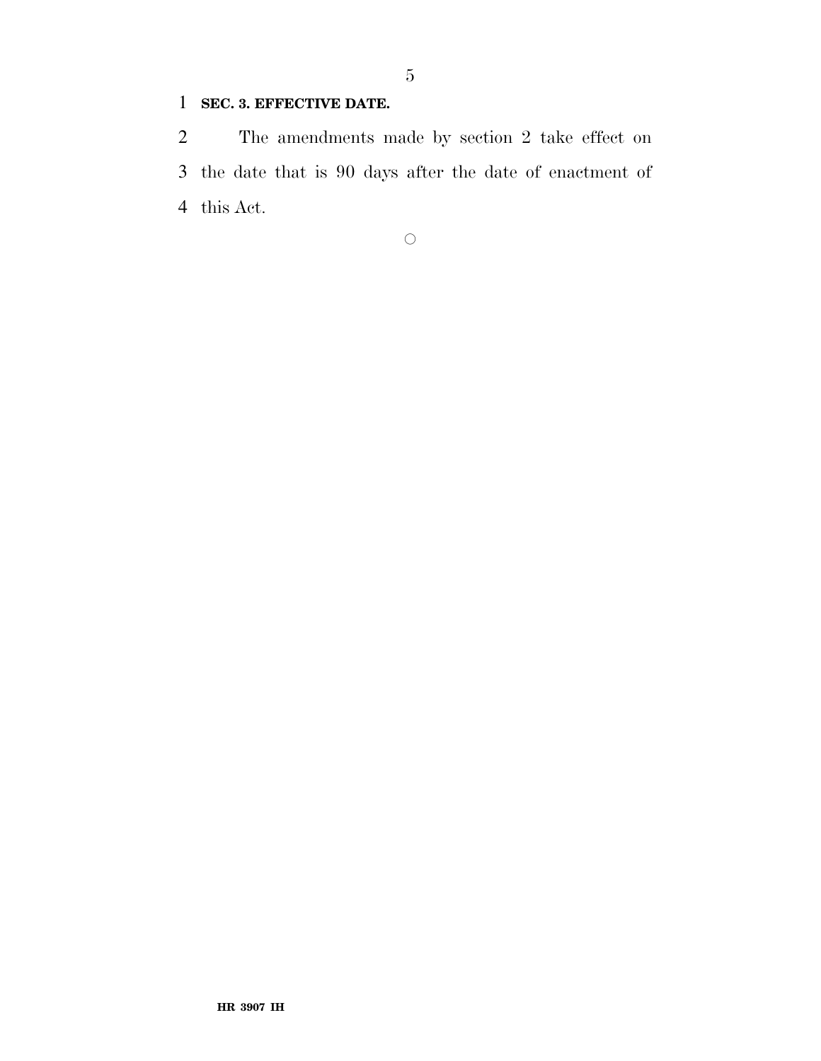**SEC. 3. EFFECTIVE DATE.**

The amendments made by section 2 take effect on the date that is 90 days after the date of enactment of this Act.